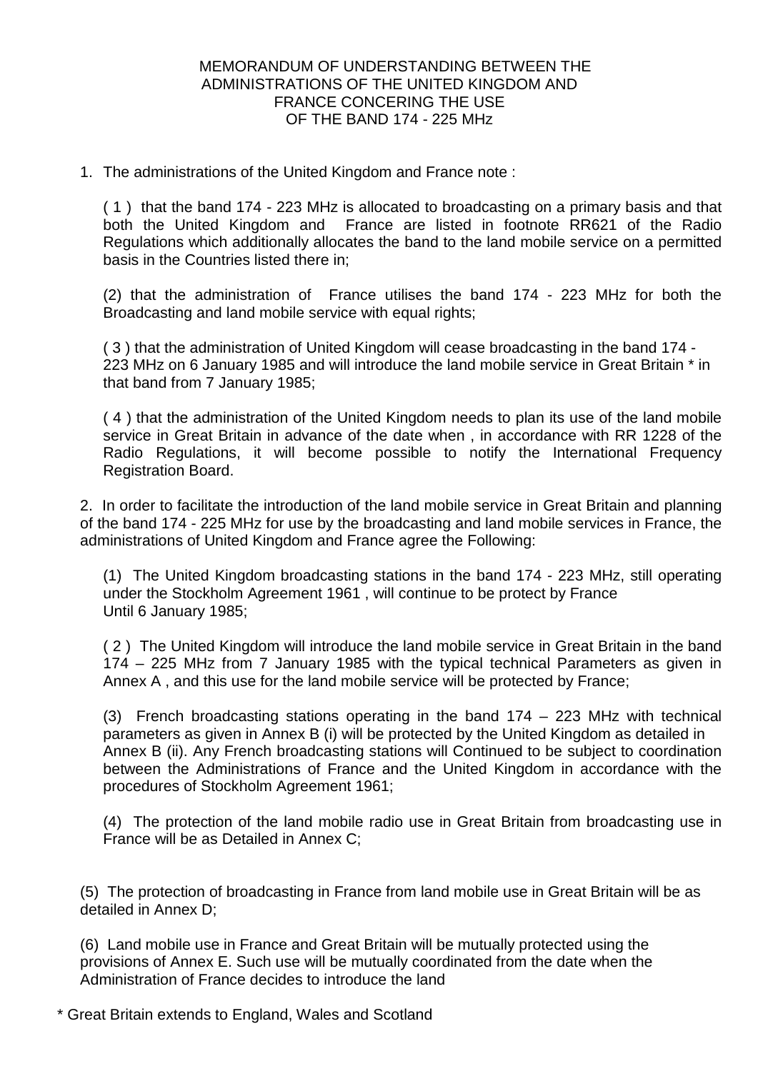# MEMORANDUM OF UNDERSTANDING BETWEEN THE ADMINISTRATIONS OF THE UNITED KINGDOM AND FRANCE CONCERING THE USE OF THE BAND 174 - 225 MHz

1. The administrations of the United Kingdom and France note :

   ( 1 ) that the band 174 - 223 MHz is allocated to broadcasting on a primary basis and that both the United Kingdom and France are listed in footnote RR621 of the Radio Regulations which additionally allocates the band to the land mobile service on a permitted basis in the Countries listed there in;

   (2) that the administration of France utilises the band 174 - 223 MHz for both the Broadcasting and land mobile service with equal rights;

   ( 3 ) that the administration of United Kingdom will cease broadcasting in the band 174 - 223 MHz on 6 January 1985 and will introduce the land mobile service in Great Britain * in that band from 7 January 1985;

   ( 4 ) that the administration of the United Kingdom needs to plan its use of the land mobile service in Great Britain in advance of the date when , in accordance with RR 1228 of the Radio Regulations, it will become possible to notify the International Frequency Registration Board.

2. In order to facilitate the introduction of the land mobile service in Great Britain and planning of the band 174 - 225 MHz for use by the broadcasting and land mobile services in France, the administrations of United Kingdom and France agree the Following:

   (1) The United Kingdom broadcasting stations in the band 174 - 223 MHz, still operating under the Stockholm Agreement 1961 , will continue to be protect by France Until 6 January 1985;

   ( 2 ) The United Kingdom will introduce the land mobile service in Great Britain in the band 174 – 225 MHz from 7 January 1985 with the typical technical Parameters as given in Annex A , and this use for the land mobile service will be protected by France;

   (3) French broadcasting stations operating in the band 174 – 223 MHz with technical parameters as given in Annex B (i) will be protected by the United Kingdom as detailed in Annex B (ii). Any French broadcasting stations will Continued to be subject to coordination between the Administrations of France and the United Kingdom in accordance with the procedures of Stockholm Agreement 1961;

   (4) The protection of the land mobile radio use in Great Britain from broadcasting use in France will be as Detailed in Annex C;

   (5) The protection of broadcasting in France from land mobile use in Great Britain will be as detailed in Annex D;

   (6) Land mobile use in France and Great Britain will be mutually protected using the provisions of Annex E. Such use will be mutually coordinated from the date when the Administration of France decides to introduce the land

\* Great Britain extends to England, Wales and Scotland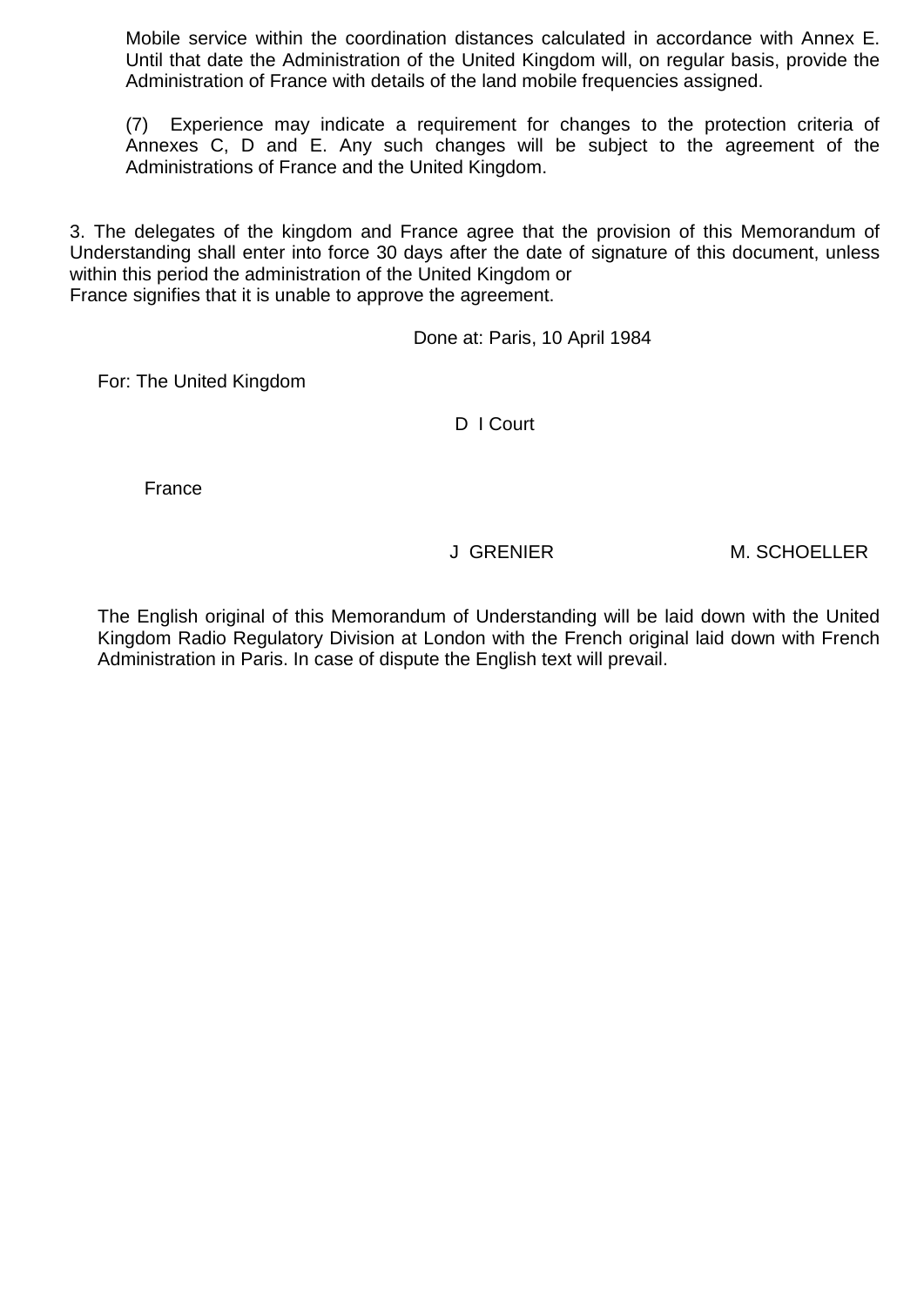Mobile service within the coordination distances calculated in accordance with Annex E. Until that date the Administration of the United Kingdom will, on regular basis, provide the Administration of France with details of the land mobile frequencies assigned.

(7) Experience may indicate a requirement for changes to the protection criteria of Annexes C, D and E. Any such changes will be subject to the agreement of the Administrations of France and the United Kingdom.

3. The delegates of the kingdom and France agree that the provision of this Memorandum of Understanding shall enter into force 30 days after the date of signature of this document, unless within this period the administration of the United Kingdom or
France signifies that it is unable to approve the agreement.

Done at: Paris, 10 April 1984

For: The United Kingdom

D I Court

France

J GRENIER M. SCHOELLER

The English original of this Memorandum of Understanding will be laid down with the United Kingdom Radio Regulatory Division at London with the French original laid down with French Administration in Paris. In case of dispute the English text will prevail.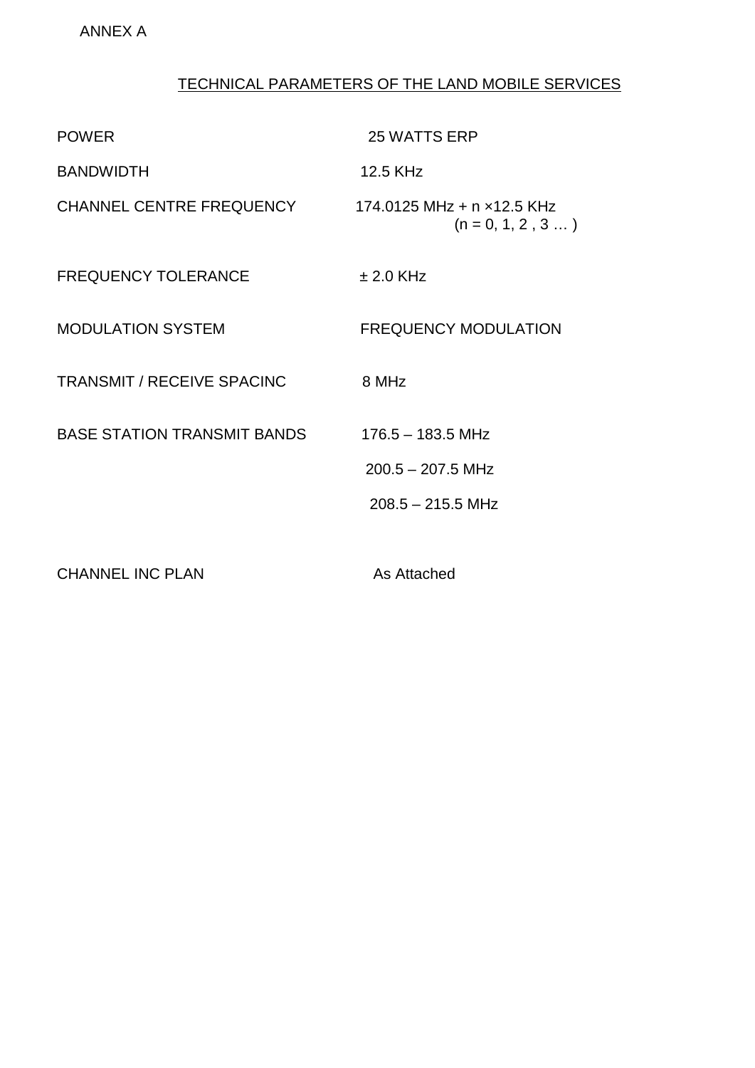ANNEX A

## TECHNICAL PARAMETERS OF THE LAND MOBILE SERVICES

| | |
|---|---|
| POWER | 25 WATTS ERP |
| BANDWIDTH | 12.5 KHz |
| CHANNEL CENTRE FREQUENCY | 174.0125 MHz + n ×12.5 KHz (n = 0, 1, 2 , 3 … ) |
| FREQUENCY TOLERANCE | ± 2.0 KHz |
| MODULATION SYSTEM | FREQUENCY MODULATION |
| TRANSMIT / RECEIVE SPACINC | 8 MHz |
| BASE STATION TRANSMIT BANDS | 176.5 – 183.5 MHz |
| | 200.5 – 207.5 MHz |
| | 208.5 – 215.5 MHz |
| CHANNEL INC PLAN | As Attached |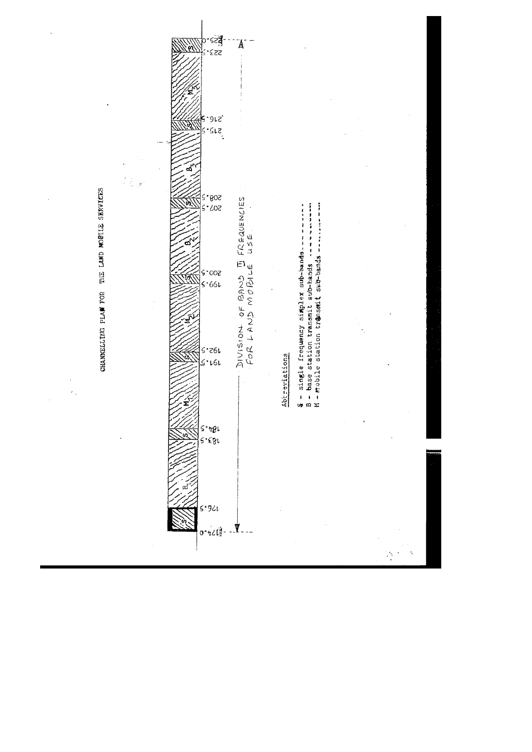# CHANNELLING PLAN FOR THE LAND MOBILE SERVICES

| Frequency (MHz) | Sub-band |
|---|---|
| 174.0 – 176.5 | S |
| 176.5 – 183.5 | $B_1$ |
| 183.5 – 184.5 | S |
| 184.5 – 191.5 | $M_1$ |
| 191.5 – 192.5 | S |
| 192.5 – 199.5 | $M_2$ |
| 199.5 – 200.5 | S |
| 200.5 – 207.5 | $B_2$ |
| 207.5 – 208.5 | S |
| 208.5 – 215.5 | $B_3$ |
| 215.5 – 216.5 | S |
| 216.5 – 223.5 | $M_3$ |
| 223.5 – 225.0 | S |

DIVISION OF BAND III FREQUENCIES FOR LAND MOBILE USE

**Abbreviations**

S - single frequency simplex sub-bands
B - base station transmit sub-bands
M - mobile station transmit sub-bands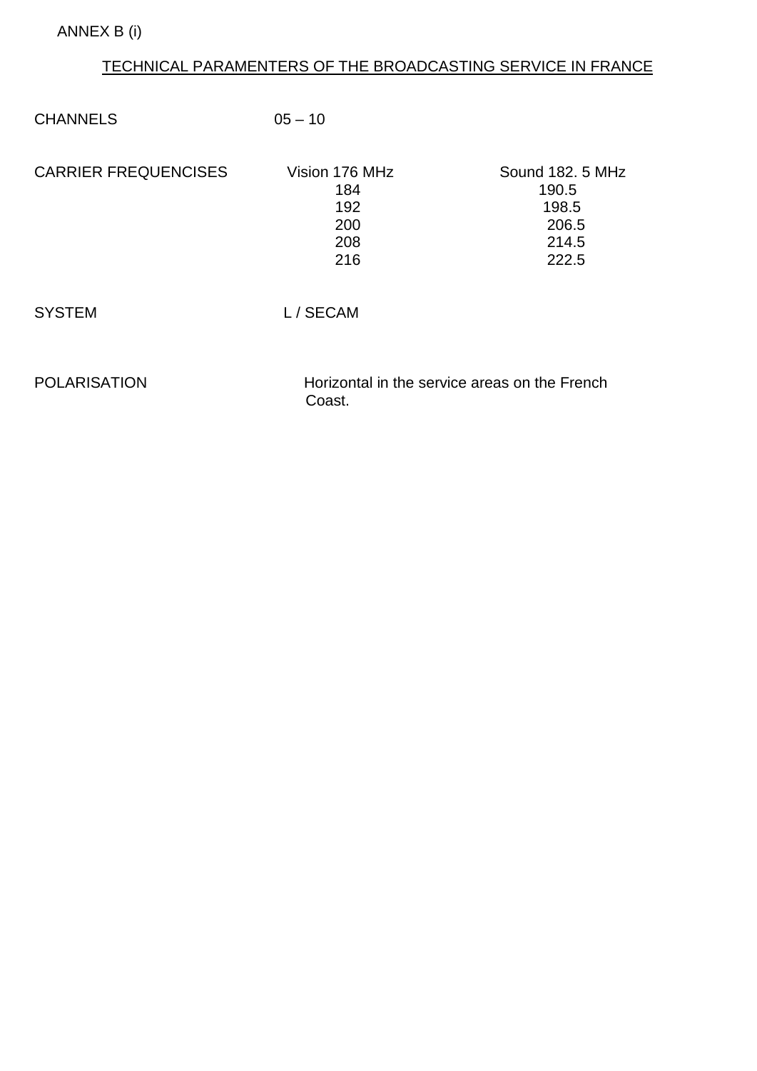ANNEX B (i)

## TECHNICAL PARAMENTERS OF THE BROADCASTING SERVICE IN FRANCE

| | | |
|---|---|---|
| CHANNELS | 05 – 10 | |
| CARRIER FREQUENCISES | Vision 176 MHz | Sound 182. 5 MHz |
| | 184 | 190.5 |
| | 192 | 198.5 |
| | 200 | 206.5 |
| | 208 | 214.5 |
| | 216 | 222.5 |
| SYSTEM | L / SECAM | |
| POLARISATION | Horizontal in the service areas on the French Coast. | |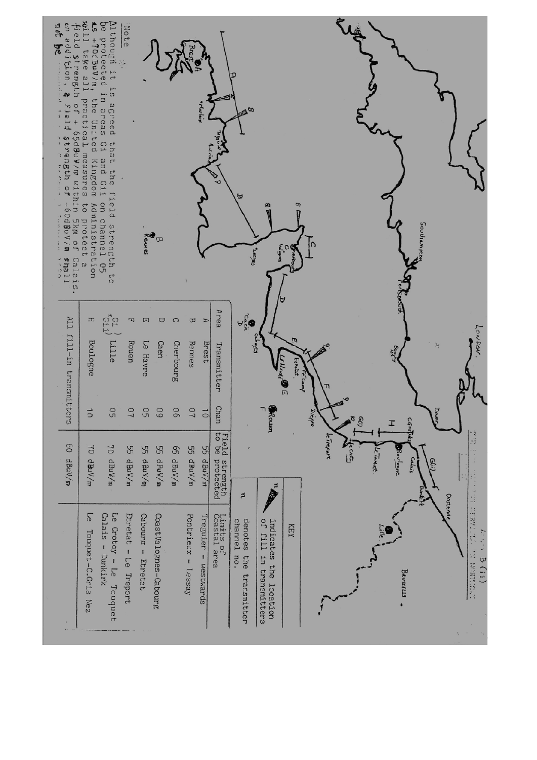Annex B (ii)

## KEY

| | |
|---|---|
| n (arrow symbol) | indicates the location of fill in transmitters |
| n | denotes the transmitter channel no. |

| Area | Transmitter | Chan | Field strength to be protected | Limits of Coastal area |
|---|---|---|---|---|
| A | Brest | 10 | 55 dBuV/m | Treguier - westwards |
| B | Rennes | 07 | 55 dBuV/m | Pontrieux - Lessay |
| C | Cherbourg | 06 | 65 dBuV/m | |
| D | Caen | 09 | 55 dBuV/m | CoastValognes-Cabourg |
| E | Le Havre | 05 | 55 dBuV/m | Cabourg - Etretat |
| F | Rouen | 07 | 55 dBuV/m | Etretat - Le Treport |
| Gi ) *Gii) | Lille | 05 | 70 dBuV/m | Le Crotoy - Le Touquet Calais - Dunkirk |
| H | Boulogne | 10 | 70 dBuV/m | Le Touquet-C.Gris Nez |
| All fill-in transmitters | | | 60 dBuV/m | |

**Note**

Although it is agreed that the field strength to be protected in areas Gi and Gii on channel 05 is +70dBuV/m, the United Kingdom Administration will take all practical measures to protect a field strength of + 65dBuV/m within 5km of Calais. In addition, a field strength of +60dBuV/m shall not be ...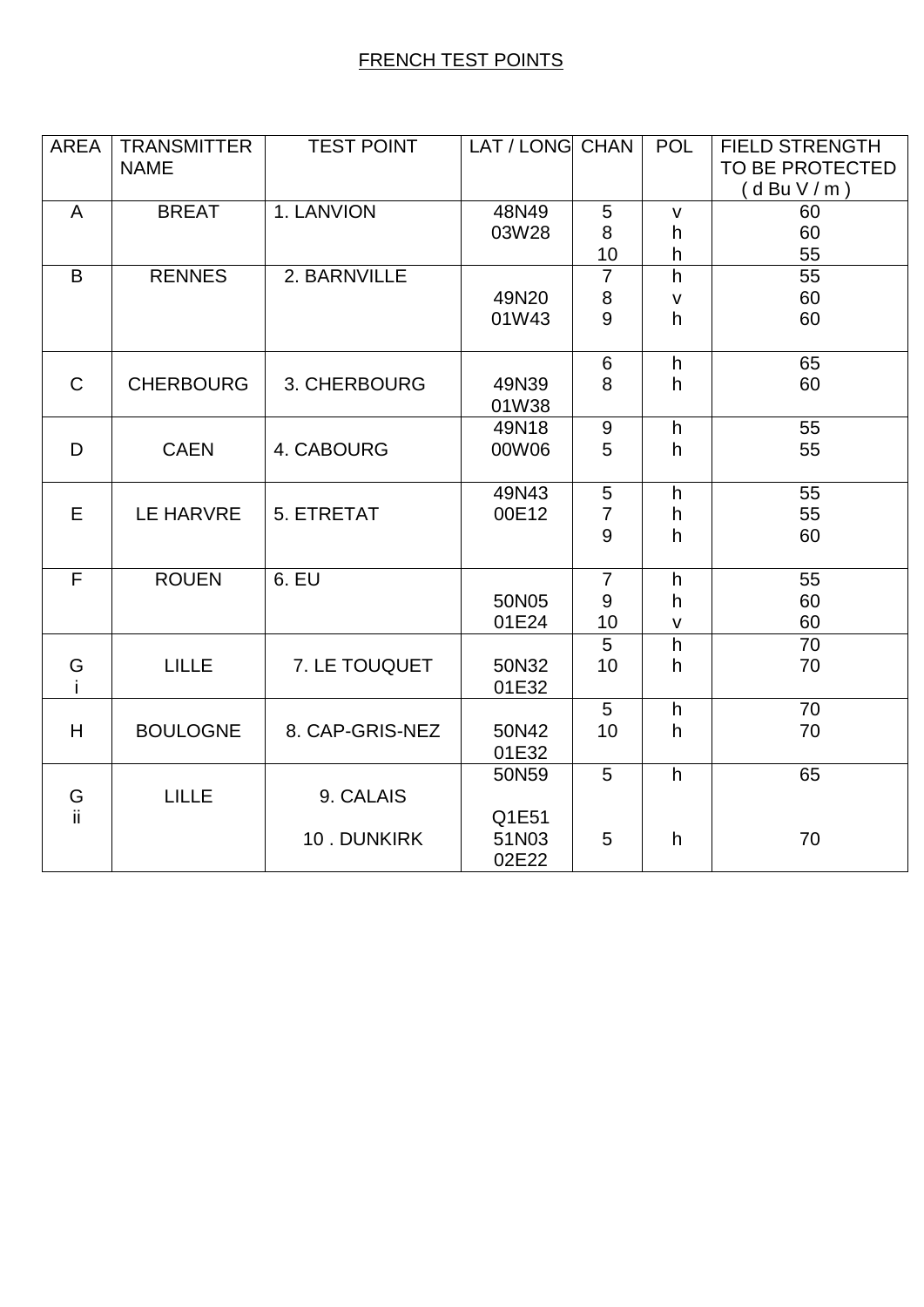FRENCH TEST POINTS

| AREA | TRANSMITTER NAME | TEST POINT | LAT / LONG | CHAN | POL | FIELD STRENGTH TO BE PROTECTED ( d Bu V / m ) |
|---|---|---|---|---|---|---|
| A | BREAT | 1. LANVION | 48N49 03W28 | 5<br>8<br>10 | v<br>h<br>h | 60<br>60<br>55 |
| B | RENNES | 2. BARNVILLE | 49N20 01W43 | 7<br>8<br>9 | h<br>v<br>h | 55<br>60<br>60 |
| C | CHERBOURG | 3. CHERBOURG | 49N39 01W38 | 6<br>8 | h<br>h | 65<br>60 |
| D | CAEN | 4. CABOURG | 49N18 00W06 | 9<br>5 | h<br>h | 55<br>55 |
| E | LE HARVRE | 5. ETRETAT | 49N43 00E12 | 5<br>7<br>9 | h<br>h<br>h | 55<br>55<br>60 |
| F | ROUEN | 6. EU | 50N05 01E24 | 7<br>9<br>10 | h<br>h<br>v | 55<br>60<br>60 |
| G i | LILLE | 7. LE TOUQUET | 50N32 01E32 | 5<br>10 | h<br>h | 70<br>70 |
| H | BOULOGNE | 8. CAP-GRIS-NEZ | 50N42 01E32 | 5<br>10 | h<br>h | 70<br>70 |
| G ii | LILLE | 9. CALAIS | 50N59 Q1E51 | 5 | h | 65 |
| | | 10 . DUNKIRK | 51N03 02E22 | 5 | h | 70 |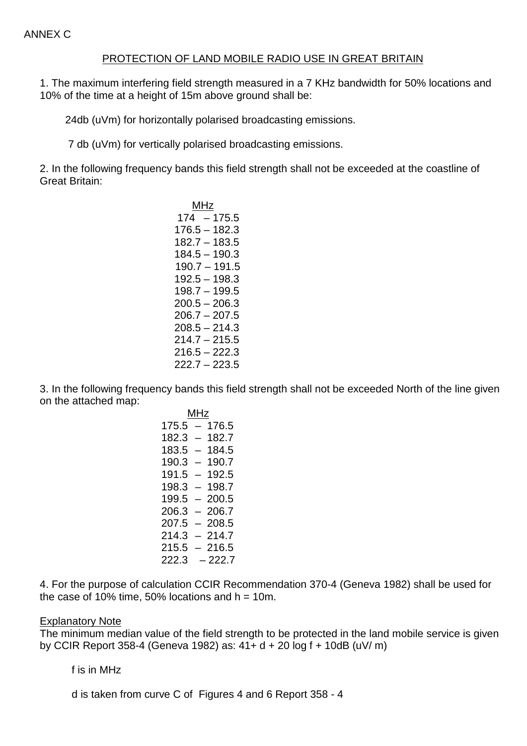ANNEX C

## PROTECTION OF LAND MOBILE RADIO USE IN GREAT BRITAIN

1. The maximum interfering field strength measured in a 7 KHz bandwidth for 50% locations and 10% of the time at a height of 15m above ground shall be:

   24db (uVm) for horizontally polarised broadcasting emissions.

   7 db (uVm) for vertically polarised broadcasting emissions.

2. In the following frequency bands this field strength shall not be exceeded at the coastline of Great Britain:

| MHz |
|---|
| 174 – 175.5 |
| 176.5 – 182.3 |
| 182.7 – 183.5 |
| 184.5 – 190.3 |
| 190.7 – 191.5 |
| 192.5 – 198.3 |
| 198.7 – 199.5 |
| 200.5 – 206.3 |
| 206.7 – 207.5 |
| 208.5 – 214.3 |
| 214.7 – 215.5 |
| 216.5 – 222.3 |
| 222.7 – 223.5 |

3. In the following frequency bands this field strength shall not be exceeded North of the line given on the attached map:

| MHz |
|---|
| 175.5 – 176.5 |
| 182.3 – 182.7 |
| 183.5 – 184.5 |
| 190.3 – 190.7 |
| 191.5 – 192.5 |
| 198.3 – 198.7 |
| 199.5 – 200.5 |
| 206.3 – 206.7 |
| 207.5 – 208.5 |
| 214.3 – 214.7 |
| 215.5 – 216.5 |
| 222.3 – 222.7 |

4. For the purpose of calculation CCIR Recommendation 370-4 (Geneva 1982) shall be used for the case of 10% time, 50% locations and h = 10m.

Explanatory Note

The minimum median value of the field strength to be protected in the land mobile service is given by CCIR Report 358-4 (Geneva 1982) as: 41+ d + 20 log f + 10dB (uV/ m)

   f is in MHz

   d is taken from curve C of Figures 4 and 6 Report 358 - 4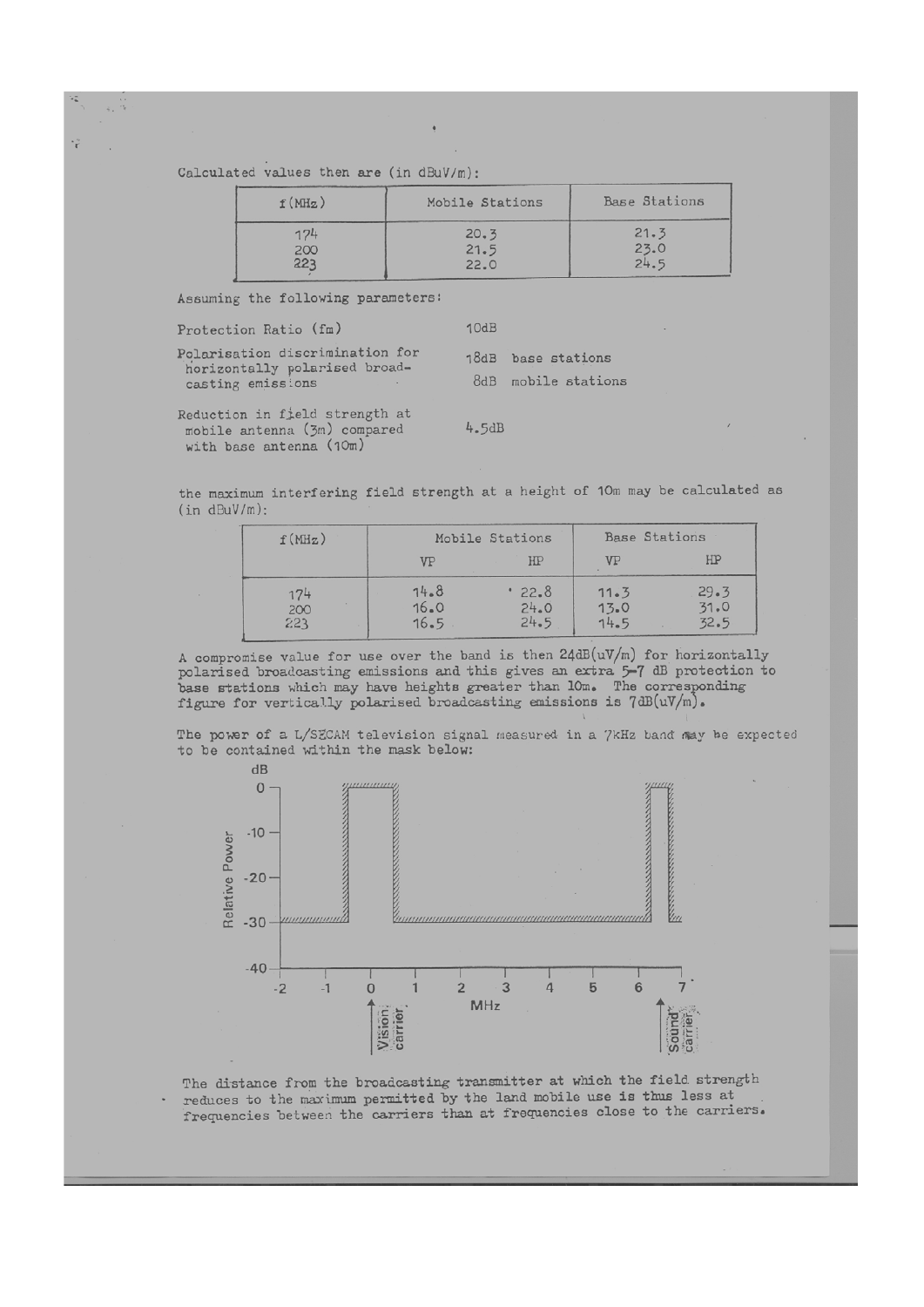Calculated values then are (in dBuV/m):

| f(MHz) | Mobile Stations | Base Stations |
|---|---|---|
| 174 | 20.3 | 21.3 |
| 200 | 21.5 | 23.0 |
| 223 | 22.0 | 24.5 |

Assuming the following parameters:

| | |
|---|---|
| Protection Ratio (fm) | 10dB |
| Polarisation discrimination for horizontally polarised broadcasting emissions | 18dB base stations<br>8dB mobile stations |
| Reduction in field strength at mobile antenna (3m) compared with base antenna (10m) | 4.5dB |

the maximum interfering field strength at a height of 10m may be calculated as (in dBuV/m):

| f(MHz) | Mobile Stations | | Base Stations | |
|---|---|---|---|---|
| | VP | HP | VP | HP |
| 174 | 14.8 | 22.8 | 11.3 | 29.3 |
| 200 | 16.0 | 24.0 | 13.0 | 31.0 |
| 223 | 16.5 | 24.5 | 14.5 | 32.5 |

A compromise value for use over the band is then 24dB(uV/m) for horizontally polarised broadcasting emissions and this gives an extra 5-7 dB protection to base stations which may have heights greater than 10m. The corresponding figure for vertically polarised broadcasting emissions is 7dB(uV/m).

The power of a L/SECAM television signal measured in a 7kHz band may be expected to be contained within the mask below:

The distance from the broadcasting transmitter at which the field strength reduces to the maximum permitted by the land mobile use is thus less at frequencies between the carriers than at frequencies close to the carriers.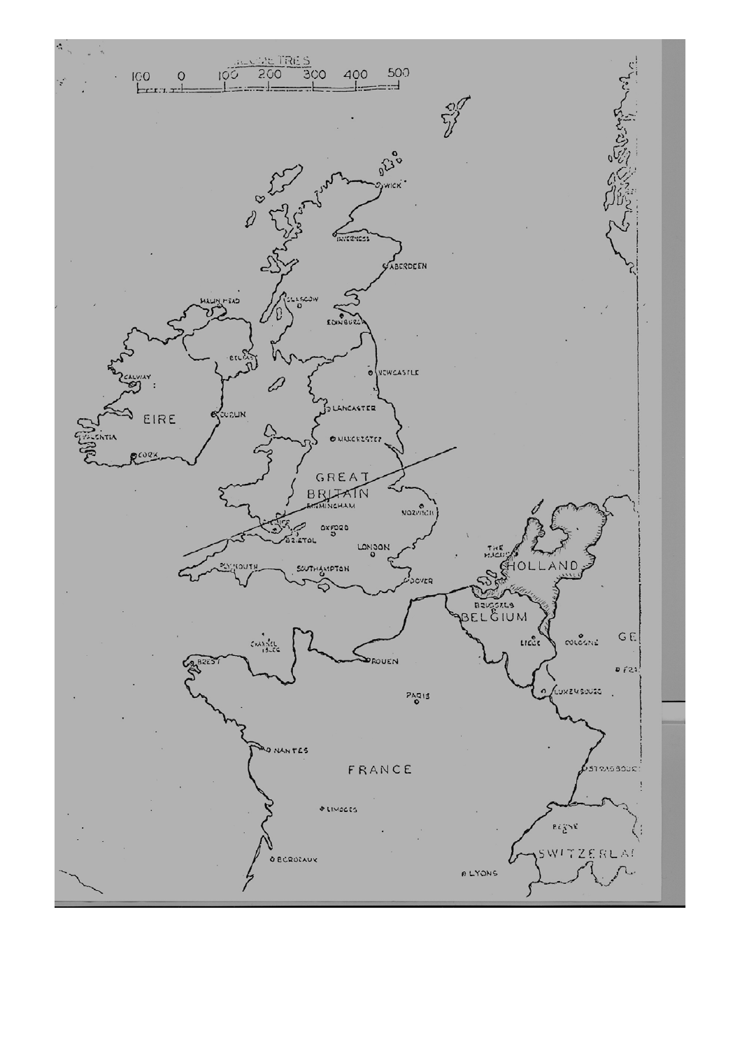KILOMETRES

100 0 100 200 300 400 500

WICK

INVERNESS

ABERDEEN

MALIN HEAD

GLASGOW

EDINBURGH

BELFAST

NEWCASTLE

GALWAY

EIRE

DUBLIN

LANCASTER

VALENTIA

MANCHESTER

CORK

GREAT BRITAIN

BIRMINGHAM

NORWICH

OXFORD

BRISTOL

LONDON

PLYMOUTH

SOUTHAMPTON

DOVER

THE HAGUE

HOLLAND

BRUSSELS

BELGIUM

LIEGE

COLOGNE

GE

CHANNEL ISLES

BREST

ROUEN

LUXEMBOURG

PARIS

NANTES

FRANCE

STRASBOURG

LIMOGES

BERNE

SWITZERLA

BORDEAUX

LYONS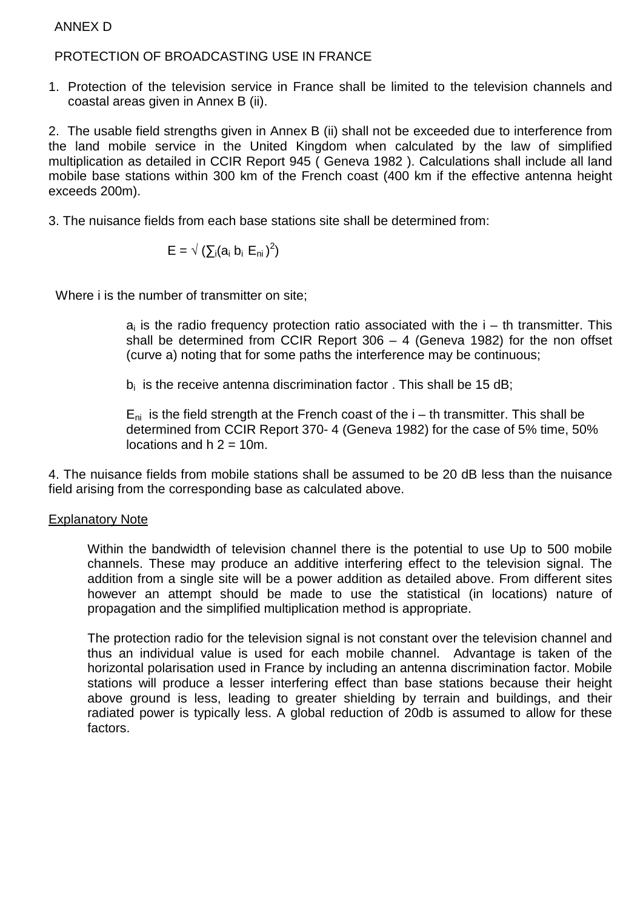# ANNEX D

## PROTECTION OF BROADCASTING USE IN FRANCE

1. Protection of the television service in France shall be limited to the television channels and coastal areas given in Annex B (ii).

2. The usable field strengths given in Annex B (ii) shall not be exceeded due to interference from the land mobile service in the United Kingdom when calculated by the law of simplified multiplication as detailed in CCIR Report 945 ( Geneva 1982 ). Calculations shall include all land mobile base stations within 300 km of the French coast (400 km if the effective antenna height exceeds 200m).

3. The nuisance fields from each base stations site shall be determined from:

$$E = \sqrt{(\sum_i (a_i\ b_i\ E_{ni})^2)}$$

Where i is the number of transmitter on site;

$a_i$ is the radio frequency protection ratio associated with the i – th transmitter. This shall be determined from CCIR Report 306 – 4 (Geneva 1982) for the non offset (curve a) noting that for some paths the interference may be continuous;

$b_i$ is the receive antenna discrimination factor . This shall be 15 dB;

$E_{ni}$ is the field strength at the French coast of the i – th transmitter. This shall be determined from CCIR Report 370- 4 (Geneva 1982) for the case of 5% time, 50% locations and h 2 = 10m.

4. The nuisance fields from mobile stations shall be assumed to be 20 dB less than the nuisance field arising from the corresponding base as calculated above.

Explanatory Note

Within the bandwidth of television channel there is the potential to use Up to 500 mobile channels. These may produce an additive interfering effect to the television signal. The addition from a single site will be a power addition as detailed above. From different sites however an attempt should be made to use the statistical (in locations) nature of propagation and the simplified multiplication method is appropriate.

The protection radio for the television signal is not constant over the television channel and thus an individual value is used for each mobile channel. Advantage is taken of the horizontal polarisation used in France by including an antenna discrimination factor. Mobile stations will produce a lesser interfering effect than base stations because their height above ground is less, leading to greater shielding by terrain and buildings, and their radiated power is typically less. A global reduction of 20db is assumed to allow for these factors.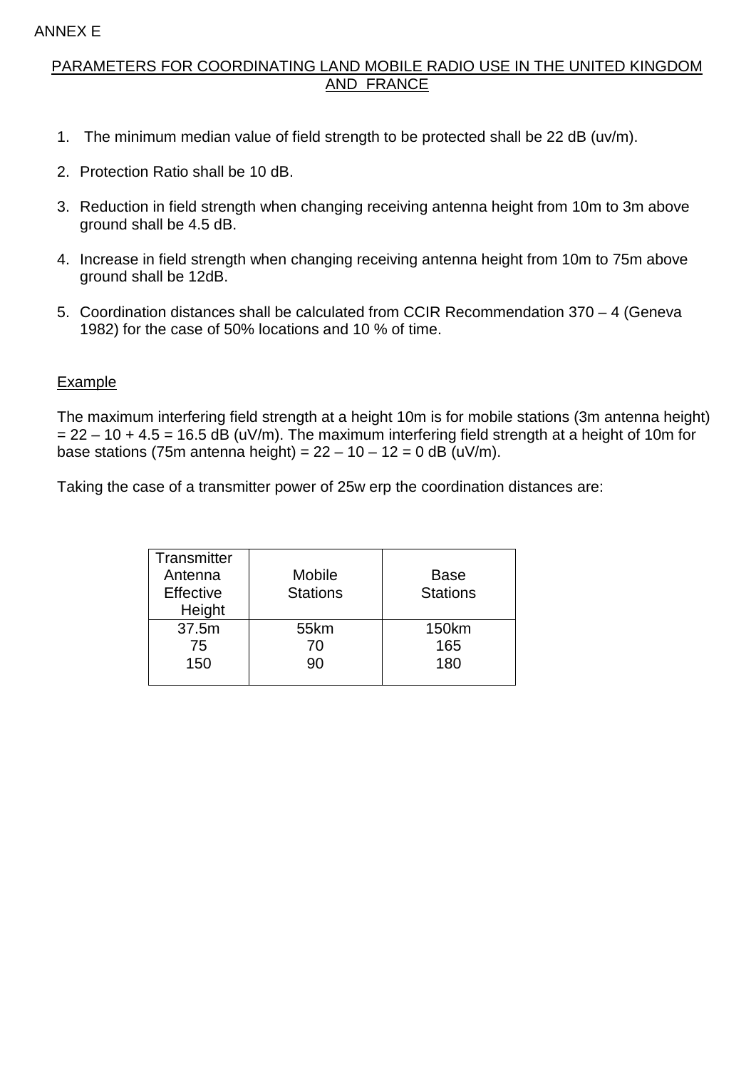ANNEX E

## PARAMETERS FOR COORDINATING LAND MOBILE RADIO USE IN THE UNITED KINGDOM AND FRANCE

1. The minimum median value of field strength to be protected shall be 22 dB (uv/m).
2. Protection Ratio shall be 10 dB.
3. Reduction in field strength when changing receiving antenna height from 10m to 3m above ground shall be 4.5 dB.
4. Increase in field strength when changing receiving antenna height from 10m to 75m above ground shall be 12dB.
5. Coordination distances shall be calculated from CCIR Recommendation 370 – 4 (Geneva 1982) for the case of 50% locations and 10 % of time.

### Example

The maximum interfering field strength at a height 10m is for mobile stations (3m antenna height) = 22 – 10 + 4.5 = 16.5 dB (uV/m). The maximum interfering field strength at a height of 10m for base stations (75m antenna height) = 22 – 10 – 12 = 0 dB (uV/m).

Taking the case of a transmitter power of 25w erp the coordination distances are:

| Transmitter Antenna Effective Height | Mobile Stations | Base Stations |
|---|---|---|
| 37.5m | 55km | 150km |
| 75 | 70 | 165 |
| 150 | 90 | 180 |